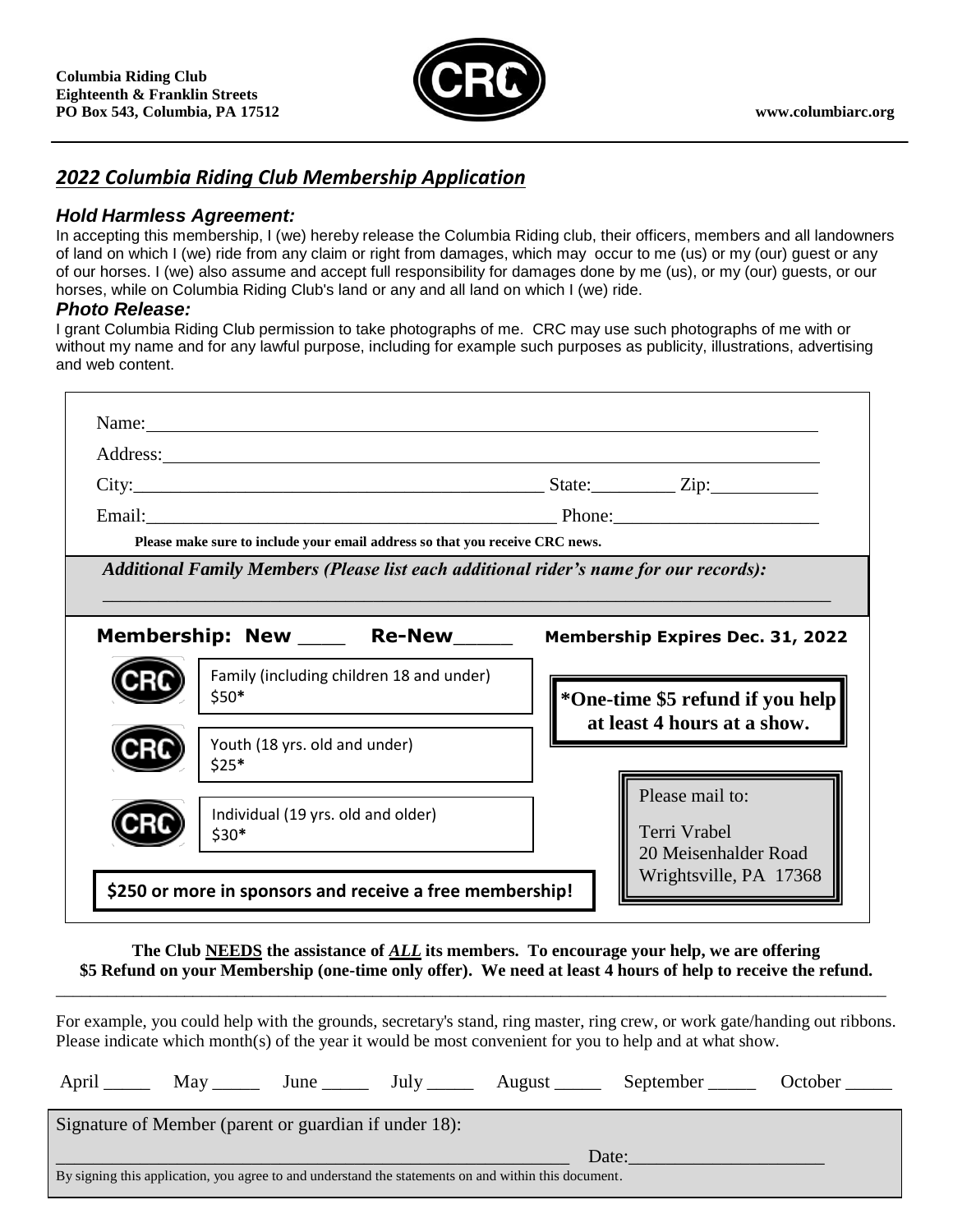**Columbia Riding Club**
**Eighteenth & Franklin Streets**
**PO Box 543, Columbia, PA 17512**

**www.columbiarc.org**

## *2022 Columbia Riding Club Membership Application*

### *Hold Harmless Agreement:*

In accepting this membership, I (we) hereby release the Columbia Riding club, their officers, members and all landowners of land on which I (we) ride from any claim or right from damages, which may occur to me (us) or my (our) guest or any of our horses. I (we) also assume and accept full responsibility for damages done by me (us), or my (our) guests, or our horses, while on Columbia Riding Club's land or any and all land on which I (we) ride.

### *Photo Release:*

I grant Columbia Riding Club permission to take photographs of me. CRC may use such photographs of me with or without my name and for any lawful purpose, including for example such purposes as publicity, illustrations, advertising and web content.

Name: ______________________________________________

Address: ______________________________________________

City: ______________________________ State: _________ Zip: ___________

Email: ______________________________ Phone: ______________________

**Please make sure to include your email address so that you receive CRC news.**

***Additional Family Members (Please list each additional rider's name for our records):***

______________________________________________

**Membership: New ____ Re-New_____** **Membership Expires Dec. 31, 2022**

Family (including children 18 and under)
$50**\***

Youth (18 yrs. old and under)
$25**\***

Individual (19 yrs. old and older)
$30**\***

**\*One-time $5 refund if you help at least 4 hours at a show.**

Please mail to:

Terri Vrabel
20 Meisenhalder Road
Wrightsville, PA 17368

**$250 or more in sponsors and receive a free membership!**

**The Club <u>NEEDS</u> the assistance of *<u>ALL</u>* its members. To encourage your help, we are offering $5 Refund on your Membership (one-time only offer). We need at least 4 hours of help to receive the refund.**

---

For example, you could help with the grounds, secretary's stand, ring master, ring crew, or work gate/handing out ribbons. Please indicate which month(s) of the year it would be most convenient for you to help and at what show.

April _____ May _____ June _____ July _____ August _____ September _____ October _____

Signature of Member (parent or guardian if under 18):

______________________________________________ Date: ____________________

By signing this application, you agree to and understand the statements on and within this document.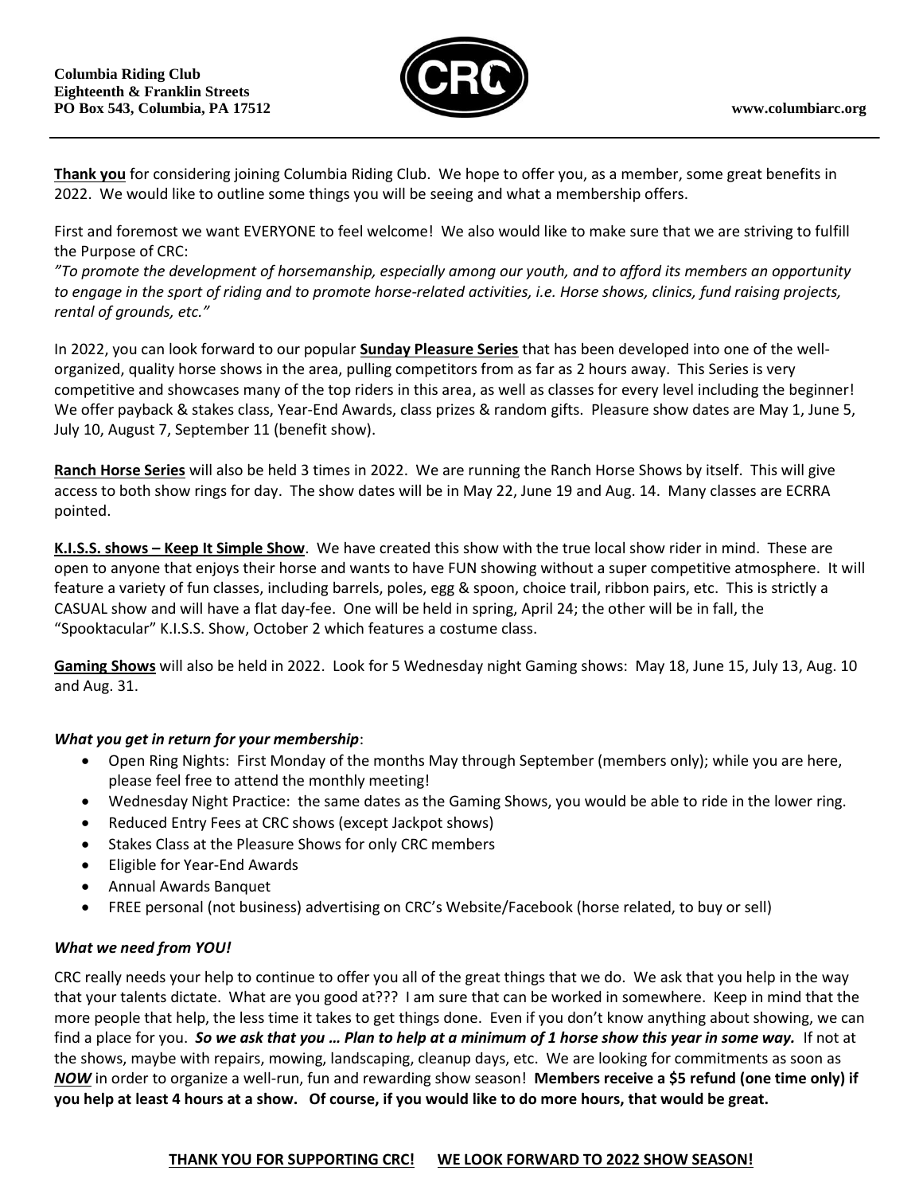**Columbia Riding Club**
**Eighteenth & Franklin Streets**
**PO Box 543, Columbia, PA 17512**

**www.columbiarc.org**

---

**Thank you** for considering joining Columbia Riding Club. We hope to offer you, as a member, some great benefits in 2022. We would like to outline some things you will be seeing and what a membership offers.

First and foremost we want EVERYONE to feel welcome! We also would like to make sure that we are striving to fulfill the Purpose of CRC:

*"To promote the development of horsemanship, especially among our youth, and to afford its members an opportunity to engage in the sport of riding and to promote horse-related activities, i.e. Horse shows, clinics, fund raising projects, rental of grounds, etc."*

In 2022, you can look forward to our popular **Sunday Pleasure Series** that has been developed into one of the well-organized, quality horse shows in the area, pulling competitors from as far as 2 hours away. This Series is very competitive and showcases many of the top riders in this area, as well as classes for every level including the beginner! We offer payback & stakes class, Year-End Awards, class prizes & random gifts. Pleasure show dates are May 1, June 5, July 10, August 7, September 11 (benefit show).

**Ranch Horse Series** will also be held 3 times in 2022. We are running the Ranch Horse Shows by itself. This will give access to both show rings for day. The show dates will be in May 22, June 19 and Aug. 14. Many classes are ECRRA pointed.

**K.I.S.S. shows – Keep It Simple Show**. We have created this show with the true local show rider in mind. These are open to anyone that enjoys their horse and wants to have FUN showing without a super competitive atmosphere. It will feature a variety of fun classes, including barrels, poles, egg & spoon, choice trail, ribbon pairs, etc. This is strictly a CASUAL show and will have a flat day-fee. One will be held in spring, April 24; the other will be in fall, the "Spooktacular" K.I.S.S. Show, October 2 which features a costume class.

**Gaming Shows** will also be held in 2022. Look for 5 Wednesday night Gaming shows: May 18, June 15, July 13, Aug. 10 and Aug. 31.

***What you get in return for your membership***:

- Open Ring Nights: First Monday of the months May through September (members only); while you are here, please feel free to attend the monthly meeting!
- Wednesday Night Practice: the same dates as the Gaming Shows, you would be able to ride in the lower ring.
- Reduced Entry Fees at CRC shows (except Jackpot shows)
- Stakes Class at the Pleasure Shows for only CRC members
- Eligible for Year-End Awards
- Annual Awards Banquet
- FREE personal (not business) advertising on CRC's Website/Facebook (horse related, to buy or sell)

***What we need from YOU!***

CRC really needs your help to continue to offer you all of the great things that we do. We ask that you help in the way that your talents dictate. What are you good at??? I am sure that can be worked in somewhere. Keep in mind that the more people that help, the less time it takes to get things done. Even if you don't know anything about showing, we can find a place for you. ***So we ask that you … Plan to help at a minimum of 1 horse show this year in some way.*** If not at the shows, maybe with repairs, mowing, landscaping, cleanup days, etc. We are looking for commitments as soon as ***NOW*** in order to organize a well-run, fun and rewarding show season! **Members receive a $5 refund (one time only) if you help at least 4 hours at a show. Of course, if you would like to do more hours, that would be great.**

**THANK YOU FOR SUPPORTING CRC!     WE LOOK FORWARD TO 2022 SHOW SEASON!**